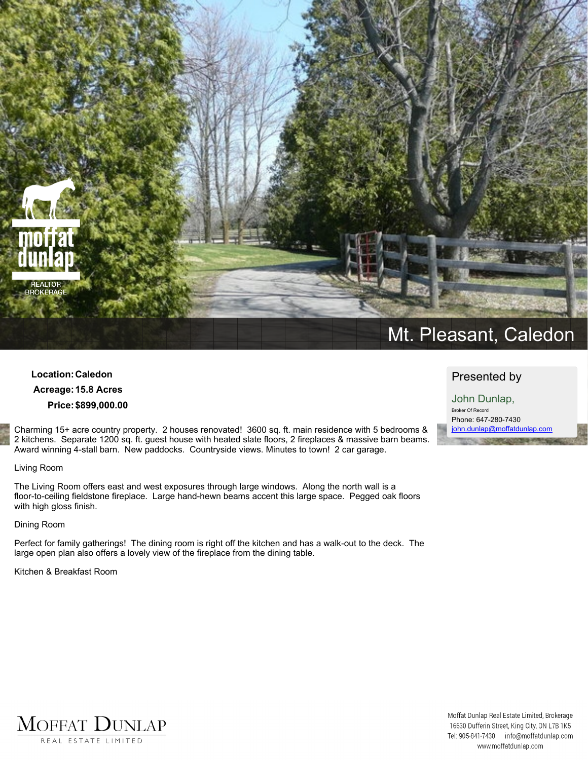# Mt. Pleasant, Caledon

**Location:** Caledon
**Acreage:** 15.8 Acres
**Price:** $899,000.00

Presented by

John Dunlap,
Broker Of Record
Phone: 647-280-7430
john.dunlap@moffatdunlap.com

Charming 15+ acre country property. 2 houses renovated! 3600 sq. ft. main residence with 5 bedrooms & 2 kitchens. Separate 1200 sq. ft. guest house with heated slate floors, 2 fireplaces & massive barn beams. Award winning 4-stall barn. New paddocks. Countryside views. Minutes to town! 2 car garage.

## Living Room

The Living Room offers east and west exposures through large windows. Along the north wall is a floor-to-ceiling fieldstone fireplace. Large hand-hewn beams accent this large space. Pegged oak floors with high gloss finish.

## Dining Room

Perfect for family gatherings! The dining room is right off the kitchen and has a walk-out to the deck. The large open plan also offers a lovely view of the fireplace from the dining table.

## Kitchen & Breakfast Room

Moffat Dunlap Real Estate Limited, Brokerage
16630 Dufferin Street, King City, ON L7B 1K5
Tel: 905-841-7430 info@moffatdunlap.com
www.moffatdunlap.com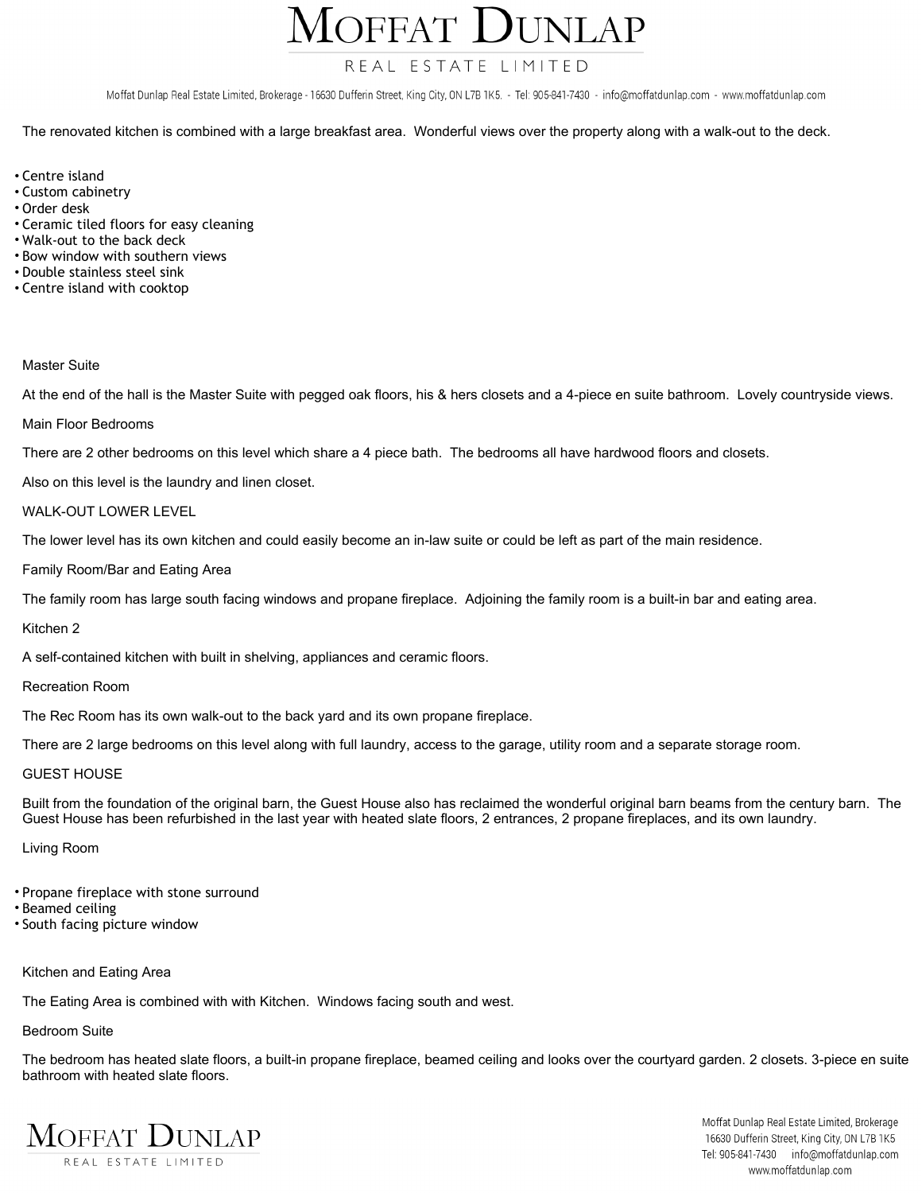The renovated kitchen is combined with a large breakfast area. Wonderful views over the property along with a walk-out to the deck.

- Centre island
- Custom cabinetry
- Order desk
- Ceramic tiled floors for easy cleaning
- Walk-out to the back deck
- Bow window with southern views
- Double stainless steel sink
- Centre island with cooktop

### Master Suite

At the end of the hall is the Master Suite with pegged oak floors, his & hers closets and a 4-piece en suite bathroom. Lovely countryside views.

### Main Floor Bedrooms

There are 2 other bedrooms on this level which share a 4 piece bath. The bedrooms all have hardwood floors and closets.

Also on this level is the laundry and linen closet.

## WALK-OUT LOWER LEVEL

The lower level has its own kitchen and could easily become an in-law suite or could be left as part of the main residence.

### Family Room/Bar and Eating Area

The family room has large south facing windows and propane fireplace. Adjoining the family room is a built-in bar and eating area.

### Kitchen 2

A self-contained kitchen with built in shelving, appliances and ceramic floors.

### Recreation Room

The Rec Room has its own walk-out to the back yard and its own propane fireplace.

There are 2 large bedrooms on this level along with full laundry, access to the garage, utility room and a separate storage room.

## GUEST HOUSE

Built from the foundation of the original barn, the Guest House also has reclaimed the wonderful original barn beams from the century barn. The Guest House has been refurbished in the last year with heated slate floors, 2 entrances, 2 propane fireplaces, and its own laundry.

### Living Room

- Propane fireplace with stone surround
- Beamed ceiling
- South facing picture window

### Kitchen and Eating Area

The Eating Area is combined with with Kitchen. Windows facing south and west.

### Bedroom Suite

The bedroom has heated slate floors, a built-in propane fireplace, beamed ceiling and looks over the courtyard garden. 2 closets. 3-piece en suite bathroom with heated slate floors.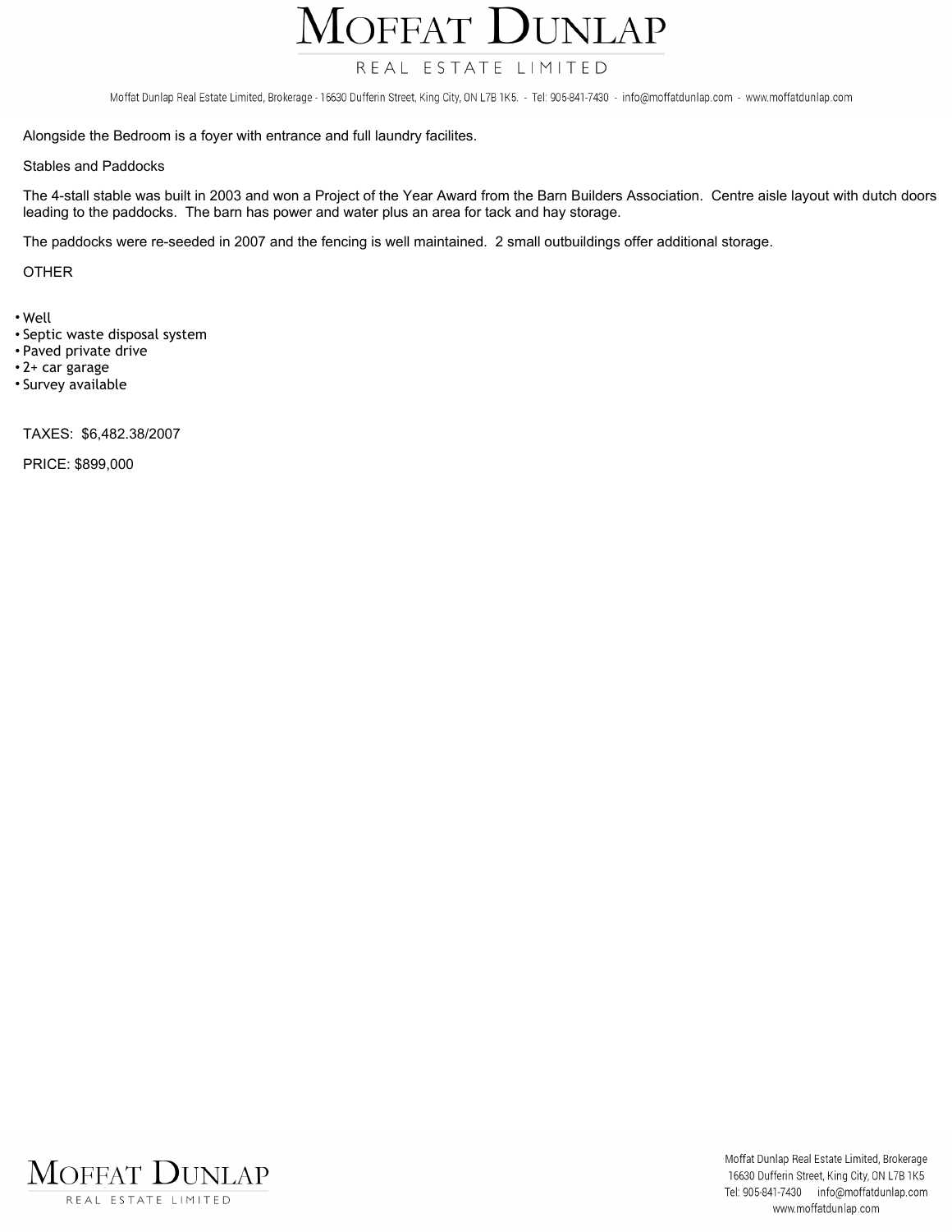Alongside the Bedroom is a foyer with entrance and full laundry facilites.

## Stables and Paddocks

The 4-stall stable was built in 2003 and won a Project of the Year Award from the Barn Builders Association. Centre aisle layout with dutch doors leading to the paddocks. The barn has power and water plus an area for tack and hay storage.

The paddocks were re-seeded in 2007 and the fencing is well maintained. 2 small outbuildings offer additional storage.

## OTHER

- Well
- Septic waste disposal system
- Paved private drive
- 2+ car garage
- Survey available

TAXES: $6,482.38/2007

PRICE: $899,000